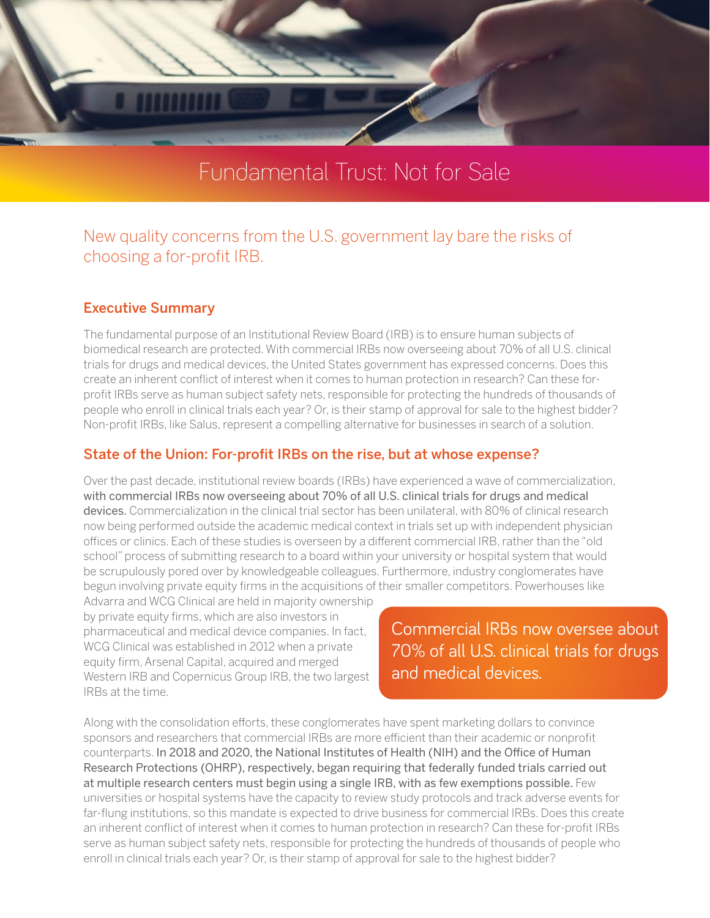# Fundamental Trust: Not for Sale

New quality concerns from the U.S. government lay bare the risks of choosing a for-profit IRB.

## Executive Summary

The fundamental purpose of an Institutional Review Board (IRB) is to ensure human subjects of biomedical research are protected. With commercial IRBs now overseeing about 70% of all U.S. clinical trials for drugs and medical devices, the United States government has expressed concerns. Does this create an inherent conflict of interest when it comes to human protection in research? Can these for-profit IRBs serve as human subject safety nets, responsible for protecting the hundreds of thousands of people who enroll in clinical trials each year? Or, is their stamp of approval for sale to the highest bidder? Non-profit IRBs, like Salus, represent a compelling alternative for businesses in search of a solution.

## State of the Union: For-profit IRBs on the rise, but at whose expense?

Over the past decade, institutional review boards (IRBs) have experienced a wave of commercialization, with commercial IRBs now overseeing about 70% of all U.S. clinical trials for drugs and medical devices. Commercialization in the clinical trial sector has been unilateral, with 80% of clinical research now being performed outside the academic medical context in trials set up with independent physician offices or clinics. Each of these studies is overseen by a different commercial IRB, rather than the "old school" process of submitting research to a board within your university or hospital system that would be scrupulously pored over by knowledgeable colleagues. Furthermore, industry conglomerates have begun involving private equity firms in the acquisitions of their smaller competitors. Powerhouses like Advarra and WCG Clinical are held in majority ownership by private equity firms, which are also investors in pharmaceutical and medical device companies. In fact, WCG Clinical was established in 2012 when a private equity firm, Arsenal Capital, acquired and merged Western IRB and Copernicus Group IRB, the two largest IRBs at the time.

> Commercial IRBs now oversee about 70% of all U.S. clinical trials for drugs and medical devices.

Along with the consolidation efforts, these conglomerates have spent marketing dollars to convince sponsors and researchers that commercial IRBs are more efficient than their academic or nonprofit counterparts. In 2018 and 2020, the National Institutes of Health (NIH) and the Office of Human Research Protections (OHRP), respectively, began requiring that federally funded trials carried out at multiple research centers must begin using a single IRB, with as few exemptions possible. Few universities or hospital systems have the capacity to review study protocols and track adverse events for far-flung institutions, so this mandate is expected to drive business for commercial IRBs. Does this create an inherent conflict of interest when it comes to human protection in research? Can these for-profit IRBs serve as human subject safety nets, responsible for protecting the hundreds of thousands of people who enroll in clinical trials each year? Or, is their stamp of approval for sale to the highest bidder?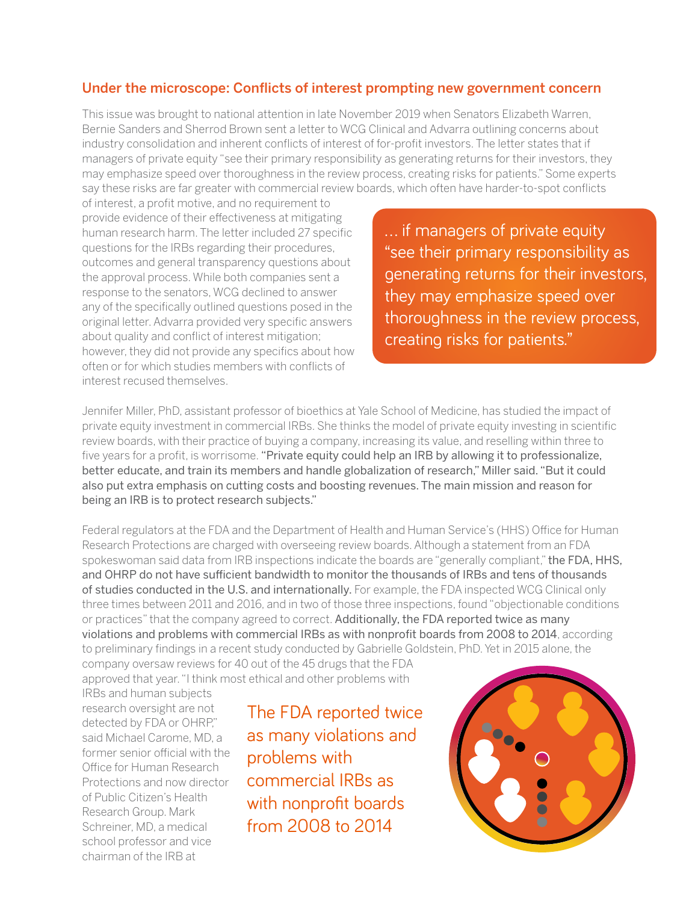## Under the microscope: Conflicts of interest prompting new government concern

This issue was brought to national attention in late November 2019 when Senators Elizabeth Warren, Bernie Sanders and Sherrod Brown sent a letter to WCG Clinical and Advarra outlining concerns about industry consolidation and inherent conflicts of interest of for-profit investors. The letter states that if managers of private equity "see their primary responsibility as generating returns for their investors, they may emphasize speed over thoroughness in the review process, creating risks for patients." Some experts say these risks are far greater with commercial review boards, which often have harder-to-spot conflicts of interest, a profit motive, and no requirement to provide evidence of their effectiveness at mitigating human research harm. The letter included 27 specific questions for the IRBs regarding their procedures, outcomes and general transparency questions about the approval process. While both companies sent a response to the senators, WCG declined to answer any of the specifically outlined questions posed in the original letter. Advarra provided very specific answers about quality and conflict of interest mitigation; however, they did not provide any specifics about how often or for which studies members with conflicts of interest recused themselves.

> … if managers of private equity "see their primary responsibility as generating returns for their investors, they may emphasize speed over thoroughness in the review process, creating risks for patients."

Jennifer Miller, PhD, assistant professor of bioethics at Yale School of Medicine, has studied the impact of private equity investment in commercial IRBs. She thinks the model of private equity investing in scientific review boards, with their practice of buying a company, increasing its value, and reselling within three to five years for a profit, is worrisome. "Private equity could help an IRB by allowing it to professionalize, better educate, and train its members and handle globalization of research," Miller said. "But it could also put extra emphasis on cutting costs and boosting revenues. The main mission and reason for being an IRB is to protect research subjects."

Federal regulators at the FDA and the Department of Health and Human Service's (HHS) Office for Human Research Protections are charged with overseeing review boards. Although a statement from an FDA spokeswoman said data from IRB inspections indicate the boards are "generally compliant," the FDA, HHS, and OHRP do not have sufficient bandwidth to monitor the thousands of IRBs and tens of thousands of studies conducted in the U.S. and internationally. For example, the FDA inspected WCG Clinical only three times between 2011 and 2016, and in two of those three inspections, found "objectionable conditions or practices" that the company agreed to correct. Additionally, the FDA reported twice as many violations and problems with commercial IRBs as with nonprofit boards from 2008 to 2014, according to preliminary findings in a recent study conducted by Gabrielle Goldstein, PhD. Yet in 2015 alone, the company oversaw reviews for 40 out of the 45 drugs that the FDA approved that year. "I think most ethical and other problems with IRBs and human subjects research oversight are not detected by FDA or OHRP," said Michael Carome, MD, a former senior official with the Office for Human Research Protections and now director of Public Citizen's Health Research Group. Mark Schreiner, MD, a medical school professor and vice chairman of the IRB at

> The FDA reported twice as many violations and problems with commercial IRBs as with nonprofit boards from 2008 to 2014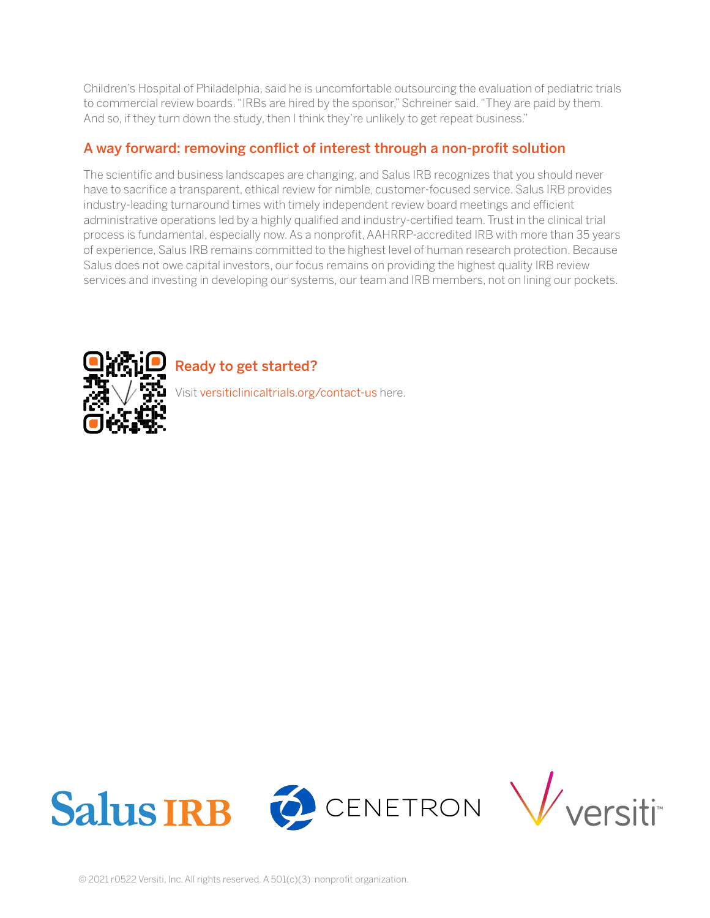Children's Hospital of Philadelphia, said he is uncomfortable outsourcing the evaluation of pediatric trials to commercial review boards. "IRBs are hired by the sponsor," Schreiner said. "They are paid by them. And so, if they turn down the study, then I think they're unlikely to get repeat business."

## A way forward: removing conflict of interest through a non-profit solution

The scientific and business landscapes are changing, and Salus IRB recognizes that you should never have to sacrifice a transparent, ethical review for nimble, customer-focused service. Salus IRB provides industry-leading turnaround times with timely independent review board meetings and efficient administrative operations led by a highly qualified and industry-certified team. Trust in the clinical trial process is fundamental, especially now. As a nonprofit, AAHRRP-accredited IRB with more than 35 years of experience, Salus IRB remains committed to the highest level of human research protection. Because Salus does not owe capital investors, our focus remains on providing the highest quality IRB review services and investing in developing our systems, our team and IRB members, not on lining our pockets.

## Ready to get started?

Visit versiticlinicaltrials.org/contact-us here.

Salus IRB

CENETRON

versiti™

© 2021 r0522 Versiti, Inc. All rights reserved. A 501(c)(3) nonprofit organization.